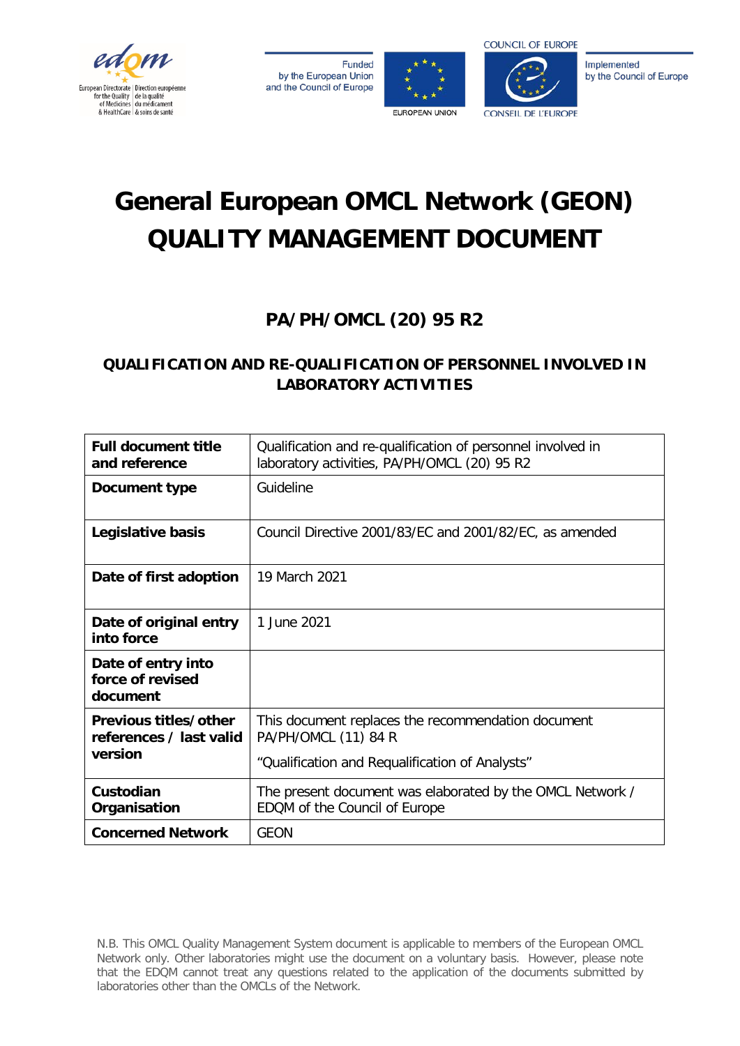Funded by the European Union and the Council of Europe

Implemented by the Council of Europe

# General European OMCL Network (GEON) QUALITY MANAGEMENT DOCUMENT

## PA/PH/OMCL (20) 95 R2

### QUALIFICATION AND RE-QUALIFICATION OF PERSONNEL INVOLVED IN LABORATORY ACTIVITIES

| **Full document title and reference** | Qualification and re-qualification of personnel involved in laboratory activities, PA/PH/OMCL (20) 95 R2 |
|---|---|
| **Document type** | Guideline |
| **Legislative basis** | Council Directive 2001/83/EC and 2001/82/EC, as amended |
| **Date of first adoption** | 19 March 2021 |
| **Date of original entry into force** | 1 June 2021 |
| **Date of entry into force of revised document** | |
| **Previous titles/other references / last valid version** | This document replaces the recommendation document PA/PH/OMCL (11) 84 R<br>"Qualification and Requalification of Analysts" |
| **Custodian Organisation** | The present document was elaborated by the OMCL Network / EDQM of the Council of Europe |
| **Concerned Network** | GEON |

N.B. This OMCL Quality Management System document is applicable to members of the European OMCL Network only. Other laboratories might use the document on a voluntary basis. However, please note that the EDQM cannot treat any questions related to the application of the documents submitted by laboratories other than the OMCLs of the Network.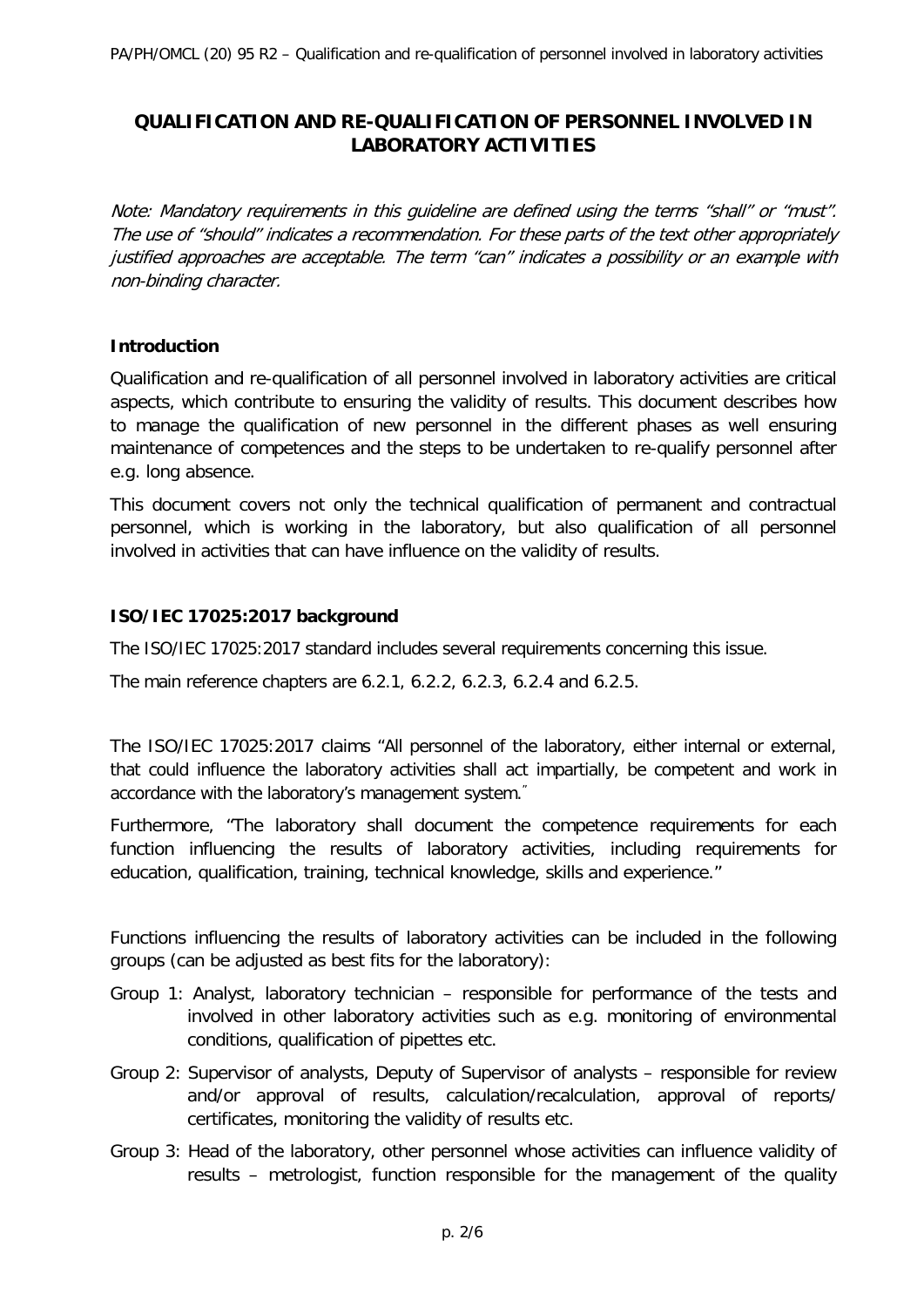## QUALIFICATION AND RE-QUALIFICATION OF PERSONNEL INVOLVED IN LABORATORY ACTIVITIES

*Note: Mandatory requirements in this guideline are defined using the terms "shall" or "must". The use of "should" indicates a recommendation. For these parts of the text other appropriately justified approaches are acceptable. The term "can" indicates a possibility or an example with non-binding character.*

### Introduction

Qualification and re-qualification of all personnel involved in laboratory activities are critical aspects, which contribute to ensuring the validity of results. This document describes how to manage the qualification of new personnel in the different phases as well ensuring maintenance of competences and the steps to be undertaken to re-qualify personnel after e.g. long absence.

This document covers not only the technical qualification of permanent and contractual personnel, which is working in the laboratory, but also qualification of all personnel involved in activities that can have influence on the validity of results.

### ISO/IEC 17025:2017 background

The ISO/IEC 17025:2017 standard includes several requirements concerning this issue.

The main reference chapters are 6.2.1, 6.2.2, 6.2.3, 6.2.4 and 6.2.5.

The ISO/IEC 17025:2017 claims "All personnel of the laboratory, either internal or external, that could influence the laboratory activities shall act impartially, be competent and work in accordance with the laboratory's management system."

Furthermore, "The laboratory shall document the competence requirements for each function influencing the results of laboratory activities, including requirements for education, qualification, training, technical knowledge, skills and experience."

Functions influencing the results of laboratory activities can be included in the following groups (can be adjusted as best fits for the laboratory):

- Group 1: Analyst, laboratory technician – responsible for performance of the tests and involved in other laboratory activities such as e.g. monitoring of environmental conditions, qualification of pipettes etc.
- Group 2: Supervisor of analysts, Deputy of Supervisor of analysts – responsible for review and/or approval of results, calculation/recalculation, approval of reports/ certificates, monitoring the validity of results etc.
- Group 3: Head of the laboratory, other personnel whose activities can influence validity of results – metrologist, function responsible for the management of the quality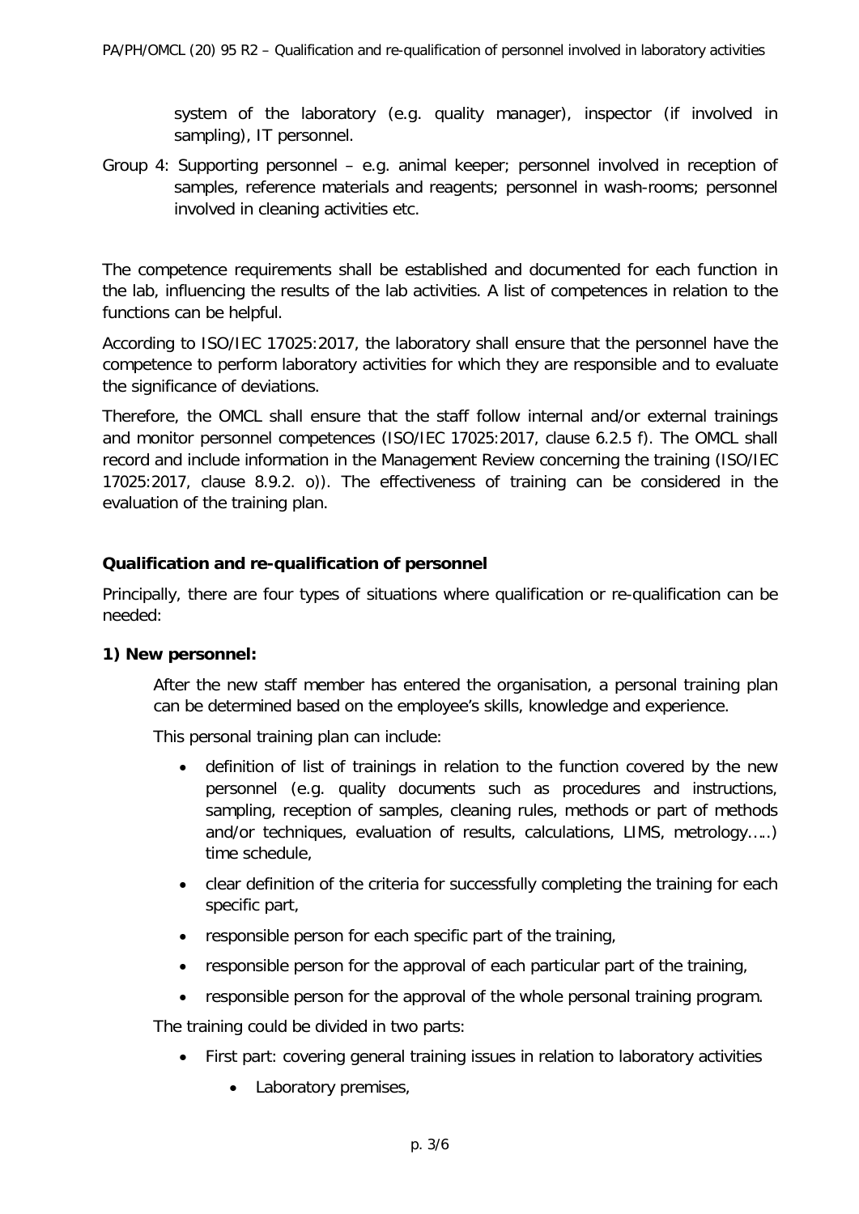system of the laboratory (e.g. quality manager), inspector (if involved in sampling), IT personnel.

Group 4: Supporting personnel – e.g. animal keeper; personnel involved in reception of samples, reference materials and reagents; personnel in wash-rooms; personnel involved in cleaning activities etc.

The competence requirements shall be established and documented for each function in the lab, influencing the results of the lab activities. A list of competences in relation to the functions can be helpful.

According to ISO/IEC 17025:2017, the laboratory shall ensure that the personnel have the competence to perform laboratory activities for which they are responsible and to evaluate the significance of deviations.

Therefore, the OMCL shall ensure that the staff follow internal and/or external trainings and monitor personnel competences (ISO/IEC 17025:2017, clause 6.2.5 f). The OMCL shall record and include information in the Management Review concerning the training (ISO/IEC 17025:2017, clause 8.9.2. o)). The effectiveness of training can be considered in the evaluation of the training plan.

**Qualification and re-qualification of personnel**

Principally, there are four types of situations where qualification or re-qualification can be needed:

**1) New personnel:**

After the new staff member has entered the organisation, a personal training plan can be determined based on the employee's skills, knowledge and experience.

This personal training plan can include:

- definition of list of trainings in relation to the function covered by the new personnel (e.g. quality documents such as procedures and instructions, sampling, reception of samples, cleaning rules, methods or part of methods and/or techniques, evaluation of results, calculations, LIMS, metrology…..) time schedule,
- clear definition of the criteria for successfully completing the training for each specific part,
- responsible person for each specific part of the training,
- responsible person for the approval of each particular part of the training,
- responsible person for the approval of the whole personal training program.

The training could be divided in two parts:

- First part: covering general training issues in relation to laboratory activities
    - Laboratory premises,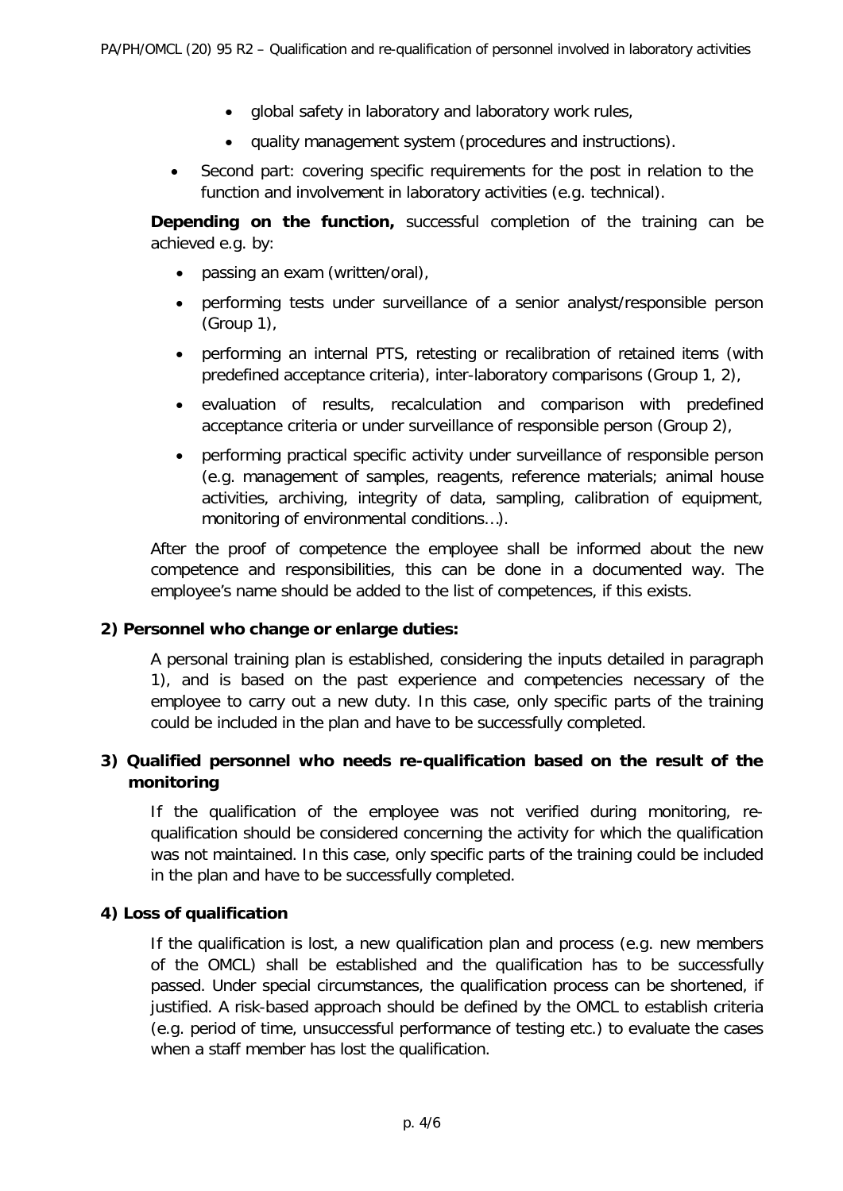- global safety in laboratory and laboratory work rules,
- quality management system (procedures and instructions).

- Second part: covering specific requirements for the post in relation to the function and involvement in laboratory activities (e.g. technical).

**Depending on the function,** successful completion of the training can be achieved e.g. by:

- passing an exam (written/oral),
- performing tests under surveillance of a senior analyst/responsible person (Group 1),
- performing an internal PTS, retesting or recalibration of retained items (with predefined acceptance criteria), inter-laboratory comparisons (Group 1, 2),
- evaluation of results, recalculation and comparison with predefined acceptance criteria or under surveillance of responsible person (Group 2),
- performing practical specific activity under surveillance of responsible person (e.g. management of samples, reagents, reference materials; animal house activities, archiving, integrity of data, sampling, calibration of equipment, monitoring of environmental conditions…).

After the proof of competence the employee shall be informed about the new competence and responsibilities, this can be done in a documented way. The employee's name should be added to the list of competences, if this exists.

**2) Personnel who change or enlarge duties:**

A personal training plan is established, considering the inputs detailed in paragraph 1), and is based on the past experience and competencies necessary of the employee to carry out a new duty. In this case, only specific parts of the training could be included in the plan and have to be successfully completed.

**3) Qualified personnel who needs re-qualification based on the result of the monitoring**

If the qualification of the employee was not verified during monitoring, re-qualification should be considered concerning the activity for which the qualification was not maintained. In this case, only specific parts of the training could be included in the plan and have to be successfully completed.

**4) Loss of qualification**

If the qualification is lost, a new qualification plan and process (e.g. new members of the OMCL) shall be established and the qualification has to be successfully passed. Under special circumstances, the qualification process can be shortened, if justified. A risk-based approach should be defined by the OMCL to establish criteria (e.g. period of time, unsuccessful performance of testing etc.) to evaluate the cases when a staff member has lost the qualification.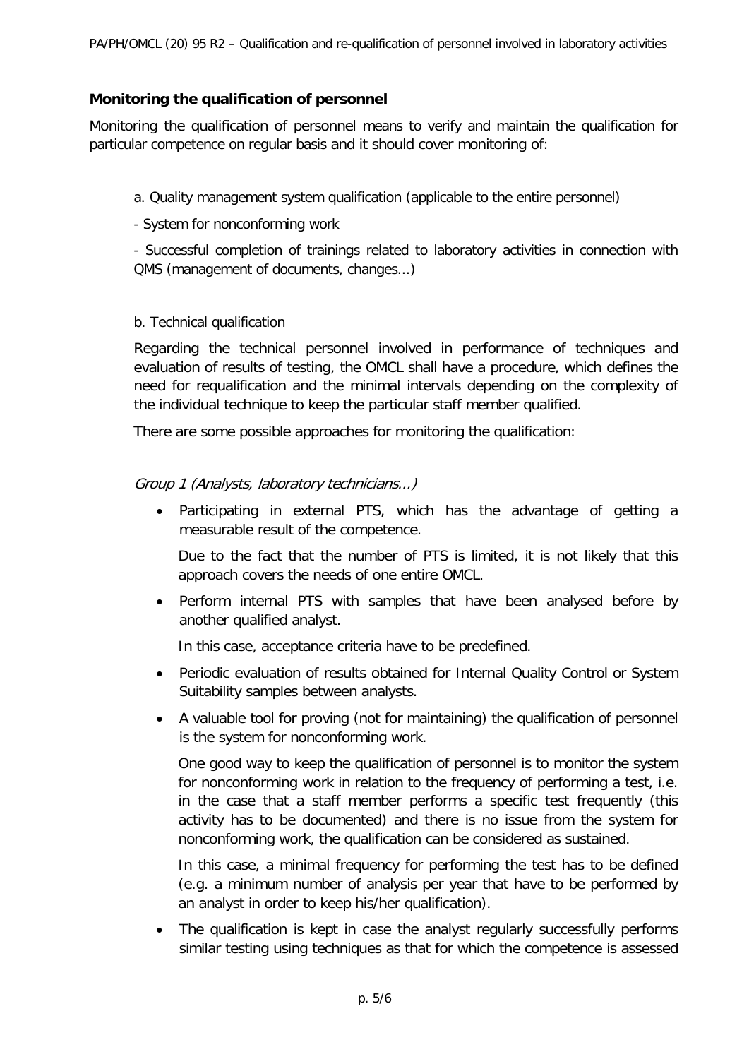**Monitoring the qualification of personnel**

Monitoring the qualification of personnel means to verify and maintain the qualification for particular competence on regular basis and it should cover monitoring of:

a. Quality management system qualification (applicable to the entire personnel)

- System for nonconforming work

- Successful completion of trainings related to laboratory activities in connection with QMS (management of documents, changes...)

b. Technical qualification

Regarding the technical personnel involved in performance of techniques and evaluation of results of testing, the OMCL shall have a procedure, which defines the need for requalification and the minimal intervals depending on the complexity of the individual technique to keep the particular staff member qualified.

There are some possible approaches for monitoring the qualification:

*Group 1 (Analysts, laboratory technicians...)*

- Participating in external PTS, which has the advantage of getting a measurable result of the competence.

  Due to the fact that the number of PTS is limited, it is not likely that this approach covers the needs of one entire OMCL.

- Perform internal PTS with samples that have been analysed before by another qualified analyst.

  In this case, acceptance criteria have to be predefined.

- Periodic evaluation of results obtained for Internal Quality Control or System Suitability samples between analysts.

- A valuable tool for proving (not for maintaining) the qualification of personnel is the system for nonconforming work.

  One good way to keep the qualification of personnel is to monitor the system for nonconforming work in relation to the frequency of performing a test, i.e. in the case that a staff member performs a specific test frequently (this activity has to be documented) and there is no issue from the system for nonconforming work, the qualification can be considered as sustained.

  In this case, a minimal frequency for performing the test has to be defined (e.g. a minimum number of analysis per year that have to be performed by an analyst in order to keep his/her qualification).

- The qualification is kept in case the analyst regularly successfully performs similar testing using techniques as that for which the competence is assessed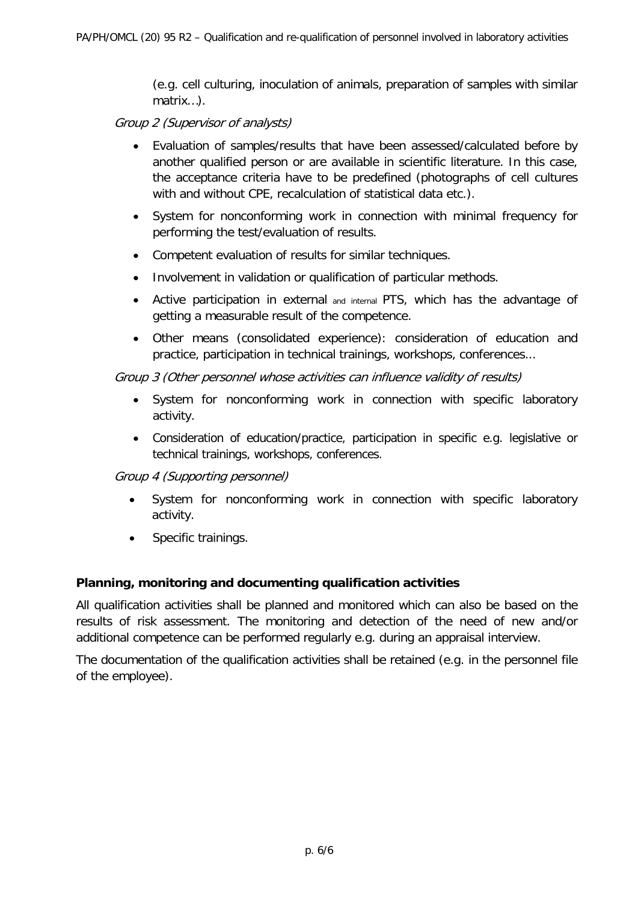(e.g. cell culturing, inoculation of animals, preparation of samples with similar matrix…).

*Group 2 (Supervisor of analysts)*

- Evaluation of samples/results that have been assessed/calculated before by another qualified person or are available in scientific literature. In this case, the acceptance criteria have to be predefined (photographs of cell cultures with and without CPE, recalculation of statistical data etc.).
- System for nonconforming work in connection with minimal frequency for performing the test/evaluation of results.
- Competent evaluation of results for similar techniques.
- Involvement in validation or qualification of particular methods.
- Active participation in external and internal PTS, which has the advantage of getting a measurable result of the competence.
- Other means (consolidated experience): consideration of education and practice, participation in technical trainings, workshops, conferences…

*Group 3 (Other personnel whose activities can influence validity of results)*

- System for nonconforming work in connection with specific laboratory activity.
- Consideration of education/practice, participation in specific e.g. legislative or technical trainings, workshops, conferences.

*Group 4 (Supporting personnel)*

- System for nonconforming work in connection with specific laboratory activity.
- Specific trainings.

**Planning, monitoring and documenting qualification activities**

All qualification activities shall be planned and monitored which can also be based on the results of risk assessment. The monitoring and detection of the need of new and/or additional competence can be performed regularly e.g. during an appraisal interview.

The documentation of the qualification activities shall be retained (e.g. in the personnel file of the employee).